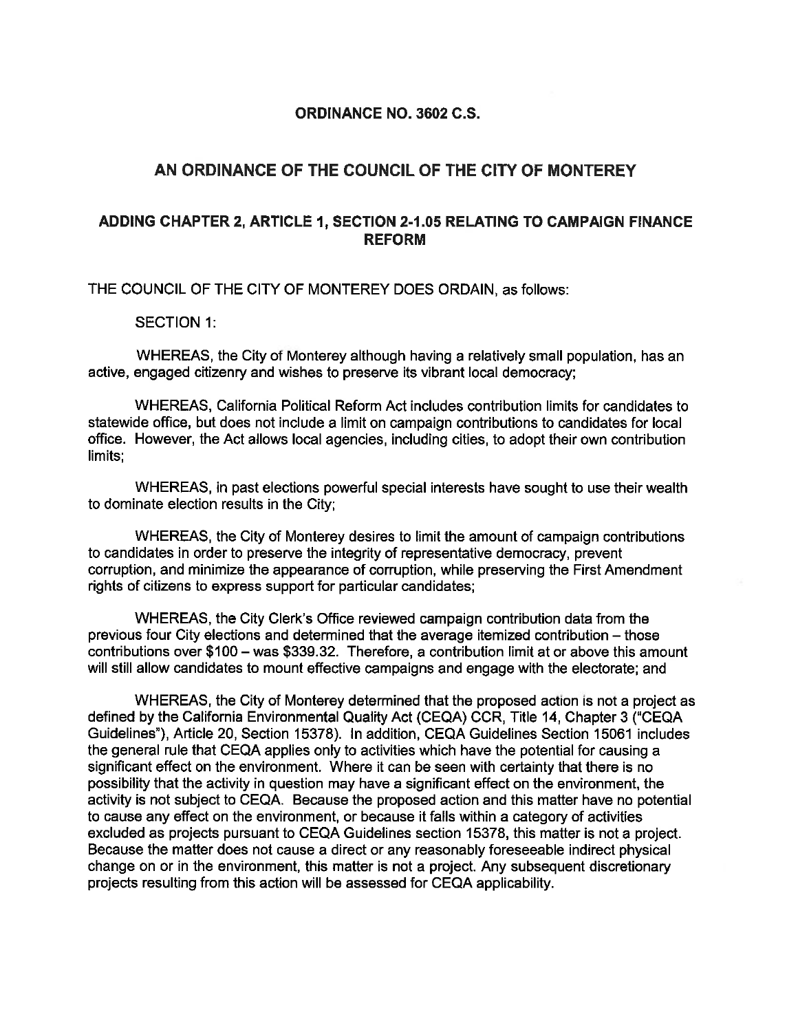# ORDINANCE NO. 3602 C.S.

## AN ORDINANCE OF THE COUNCIL OF THE CITY OF MONTEREY

### ADDING CHAPTER 2, ARTICLE 1, SECTION 2-1.05 RELATING TO CAMPAIGN FINANCE REFORM

THE COUNCIL OF THE CITY OF MONTEREY DOES ORDAIN, as follows:

SECTION 1:

WHEREAS, the City of Monterey although having a relatively small population, has an active, engaged citizenry and wishes to preserve its vibrant local democracy;

WHEREAS, California Political Reform Act includes contribution limits for candidates to statewide office, but does not include a limit on campaign contributions to candidates for local office. However, the Act allows local agencies, including cities, to adopt their own contribution limits;

WHEREAS, in past elections powerful special interests have sought to use their wealth to dominate election results in the City;

WHEREAS, the City of Monterey desires to limit the amount of campaign contributions to candidates in order to preserve the integrity of representative democracy, prevent corruption, and minimize the appearance of corruption, while preserving the First Amendment rights of citizens to express support for particular candidates;

WHEREAS, the City Clerk's Office reviewed campaign contribution data from the previous four City elections and determined that the average itemized contribution – those contributions over $100 – was $339.32. Therefore, a contribution limit at or above this amount will still allow candidates to mount effective campaigns and engage with the electorate; and

WHEREAS, the City of Monterey determined that the proposed action is not a project as defined by the California Environmental Quality Act (CEQA) CCR, Title 14, Chapter 3 ("CEQA Guidelines"), Article 20, Section 15378). In addition, CEQA Guidelines Section 15061 includes the general rule that CEQA applies only to activities which have the potential for causing a significant effect on the environment. Where it can be seen with certainty that there is no possibility that the activity in question may have a significant effect on the environment, the activity is not subject to CEQA. Because the proposed action and this matter have no potential to cause any effect on the environment, or because it falls within a category of activities excluded as projects pursuant to CEQA Guidelines section 15378, this matter is not a project. Because the matter does not cause a direct or any reasonably foreseeable indirect physical change on or in the environment, this matter is not a project. Any subsequent discretionary projects resulting from this action will be assessed for CEQA applicability.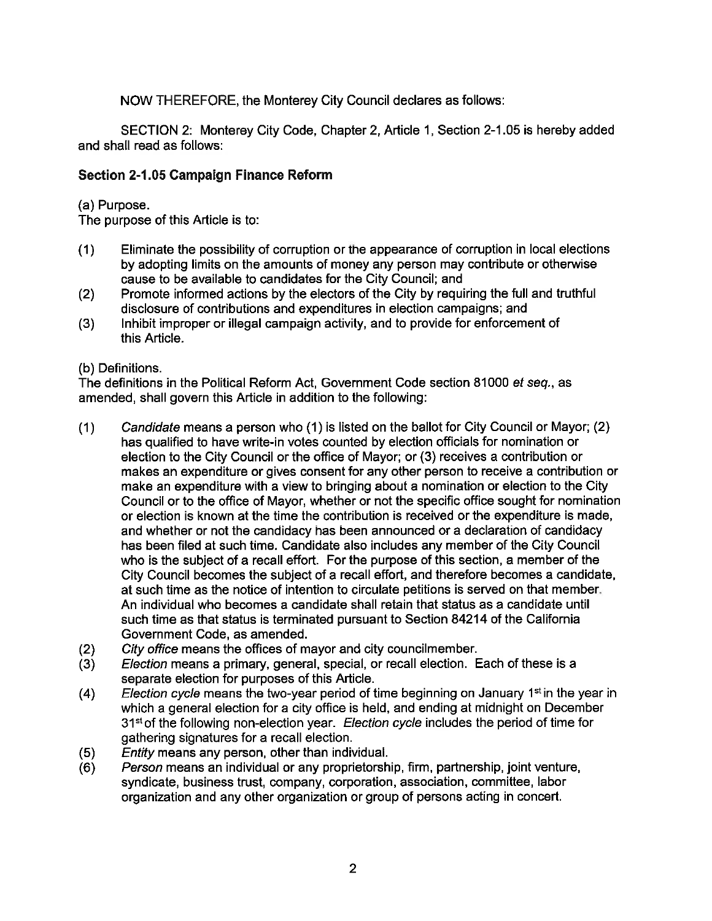NOW THEREFORE, the Monterey City Council declares as follows:

SECTION 2: Monterey City Code, Chapter 2, Article 1, Section 2-1.05 is hereby added and shall read as follows:

## Section 2-1.05 Campaign Finance Reform

(a) Purpose.
The purpose of this Article is to:

(1) Eliminate the possibility of corruption or the appearance of corruption in local elections by adopting limits on the amounts of money any person may contribute or otherwise cause to be available to candidates for the City Council; and

(2) Promote informed actions by the electors of the City by requiring the full and truthful disclosure of contributions and expenditures in election campaigns; and

(3) Inhibit improper or illegal campaign activity, and to provide for enforcement of this Article.

(b) Definitions.
The definitions in the Political Reform Act, Government Code section 81000 *et seq.*, as amended, shall govern this Article in addition to the following:

(1) *Candidate* means a person who (1) is listed on the ballot for City Council or Mayor; (2) has qualified to have write-in votes counted by election officials for nomination or election to the City Council or the office of Mayor; or (3) receives a contribution or makes an expenditure or gives consent for any other person to receive a contribution or make an expenditure with a view to bringing about a nomination or election to the City Council or to the office of Mayor, whether or not the specific office sought for nomination or election is known at the time the contribution is received or the expenditure is made, and whether or not the candidacy has been announced or a declaration of candidacy has been filed at such time. Candidate also includes any member of the City Council who is the subject of a recall effort. For the purpose of this section, a member of the City Council becomes the subject of a recall effort, and therefore becomes a candidate, at such time as the notice of intention to circulate petitions is served on that member. An individual who becomes a candidate shall retain that status as a candidate until such time as that status is terminated pursuant to Section 84214 of the California Government Code, as amended.

(2) *City office* means the offices of mayor and city councilmember.

(3) *Election* means a primary, general, special, or recall election. Each of these is a separate election for purposes of this Article.

(4) *Election cycle* means the two-year period of time beginning on January 1st in the year in which a general election for a city office is held, and ending at midnight on December 31st of the following non-election year. *Election cycle* includes the period of time for gathering signatures for a recall election.

(5) *Entity* means any person, other than individual.

(6) *Person* means an individual or any proprietorship, firm, partnership, joint venture, syndicate, business trust, company, corporation, association, committee, labor organization and any other organization or group of persons acting in concert.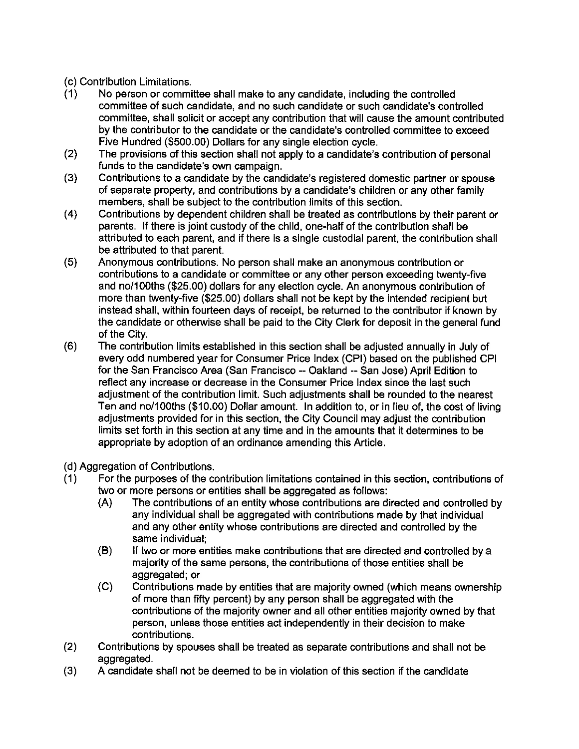(c) Contribution Limitations.

(1) No person or committee shall make to any candidate, including the controlled committee of such candidate, and no such candidate or such candidate's controlled committee, shall solicit or accept any contribution that will cause the amount contributed by the contributor to the candidate or the candidate's controlled committee to exceed Five Hundred ($500.00) Dollars for any single election cycle.

(2) The provisions of this section shall not apply to a candidate's contribution of personal funds to the candidate's own campaign.

(3) Contributions to a candidate by the candidate's registered domestic partner or spouse of separate property, and contributions by a candidate's children or any other family members, shall be subject to the contribution limits of this section.

(4) Contributions by dependent children shall be treated as contributions by their parent or parents. If there is joint custody of the child, one-half of the contribution shall be attributed to each parent, and if there is a single custodial parent, the contribution shall be attributed to that parent.

(5) Anonymous contributions. No person shall make an anonymous contribution or contributions to a candidate or committee or any other person exceeding twenty-five and no/100ths ($25.00) dollars for any election cycle. An anonymous contribution of more than twenty-five ($25.00) dollars shall not be kept by the intended recipient but instead shall, within fourteen days of receipt, be returned to the contributor if known by the candidate or otherwise shall be paid to the City Clerk for deposit in the general fund of the City.

(6) The contribution limits established in this section shall be adjusted annually in July of every odd numbered year for Consumer Price Index (CPI) based on the published CPI for the San Francisco Area (San Francisco -- Oakland -- San Jose) April Edition to reflect any increase or decrease in the Consumer Price Index since the last such adjustment of the contribution limit. Such adjustments shall be rounded to the nearest Ten and no/100ths ($10.00) Dollar amount. In addition to, or in lieu of, the cost of living adjustments provided for in this section, the City Council may adjust the contribution limits set forth in this section at any time and in the amounts that it determines to be appropriate by adoption of an ordinance amending this Article.

(d) Aggregation of Contributions.

(1) For the purposes of the contribution limitations contained in this section, contributions of two or more persons or entities shall be aggregated as follows:

   (A) The contributions of an entity whose contributions are directed and controlled by any individual shall be aggregated with contributions made by that individual and any other entity whose contributions are directed and controlled by the same individual;

   (B) If two or more entities make contributions that are directed and controlled by a majority of the same persons, the contributions of those entities shall be aggregated; or

   (C) Contributions made by entities that are majority owned (which means ownership of more than fifty percent) by any person shall be aggregated with the contributions of the majority owner and all other entities majority owned by that person, unless those entities act independently in their decision to make contributions.

(2) Contributions by spouses shall be treated as separate contributions and shall not be aggregated.

(3) A candidate shall not be deemed to be in violation of this section if the candidate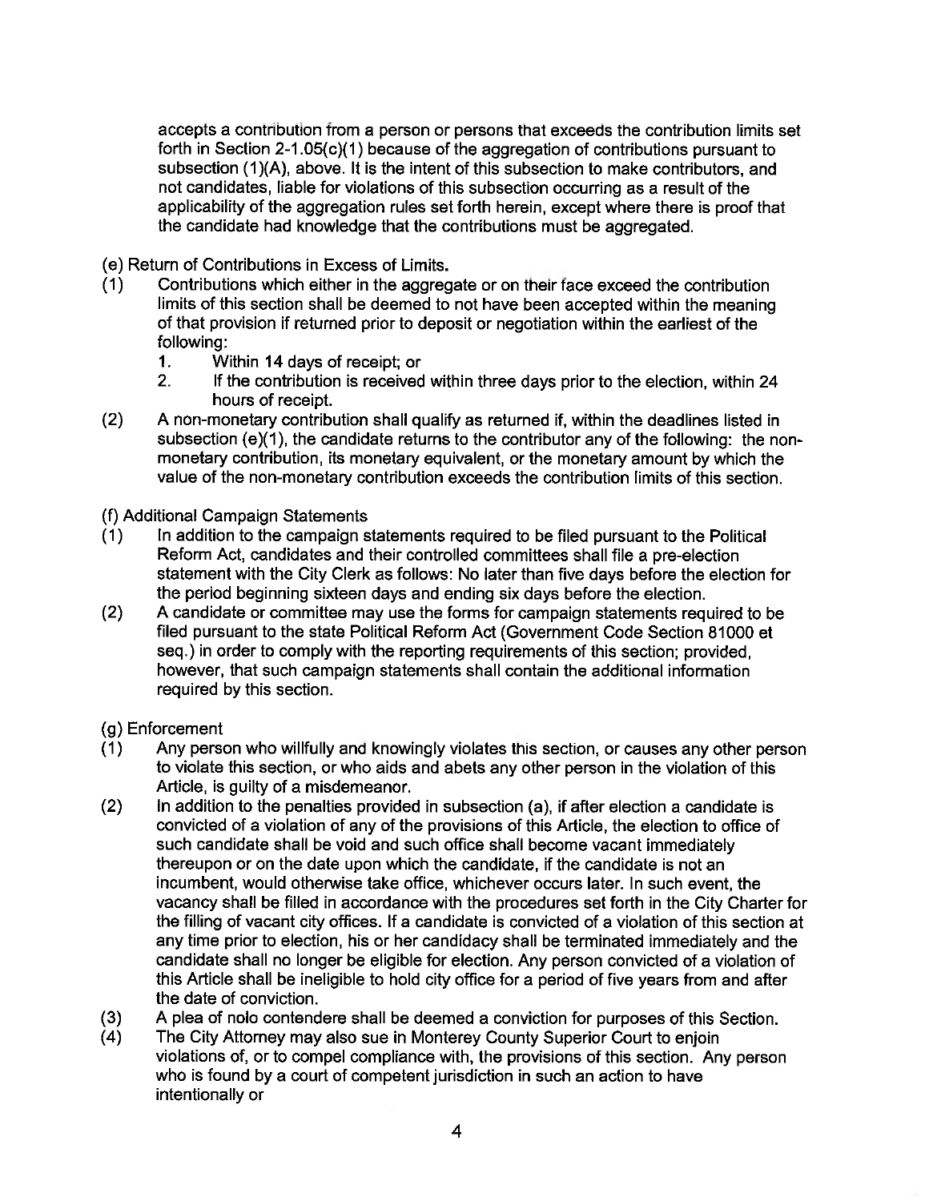accepts a contribution from a person or persons that exceeds the contribution limits set forth in Section 2-1.05(c)(1) because of the aggregation of contributions pursuant to subsection (1)(A), above. It is the intent of this subsection to make contributors, and not candidates, liable for violations of this subsection occurring as a result of the applicability of the aggregation rules set forth herein, except where there is proof that the candidate had knowledge that the contributions must be aggregated.

(e) Return of Contributions in Excess of Limits.

(1) Contributions which either in the aggregate or on their face exceed the contribution limits of this section shall be deemed to not have been accepted within the meaning of that provision if returned prior to deposit or negotiation within the earliest of the following:
   1. Within 14 days of receipt; or
   2. If the contribution is received within three days prior to the election, within 24 hours of receipt.

(2) A non-monetary contribution shall qualify as returned if, within the deadlines listed in subsection (e)(1), the candidate returns to the contributor any of the following: the non-monetary contribution, its monetary equivalent, or the monetary amount by which the value of the non-monetary contribution exceeds the contribution limits of this section.

(f) Additional Campaign Statements

(1) In addition to the campaign statements required to be filed pursuant to the Political Reform Act, candidates and their controlled committees shall file a pre-election statement with the City Clerk as follows: No later than five days before the election for the period beginning sixteen days and ending six days before the election.

(2) A candidate or committee may use the forms for campaign statements required to be filed pursuant to the state Political Reform Act (Government Code Section 81000 et seq.) in order to comply with the reporting requirements of this section; provided, however, that such campaign statements shall contain the additional information required by this section.

(g) Enforcement

(1) Any person who willfully and knowingly violates this section, or causes any other person to violate this section, or who aids and abets any other person in the violation of this Article, is guilty of a misdemeanor.

(2) In addition to the penalties provided in subsection (a), if after election a candidate is convicted of a violation of any of the provisions of this Article, the election to office of such candidate shall be void and such office shall become vacant immediately thereupon or on the date upon which the candidate, if the candidate is not an incumbent, would otherwise take office, whichever occurs later. In such event, the vacancy shall be filled in accordance with the procedures set forth in the City Charter for the filling of vacant city offices. If a candidate is convicted of a violation of this section at any time prior to election, his or her candidacy shall be terminated immediately and the candidate shall no longer be eligible for election. Any person convicted of a violation of this Article shall be ineligible to hold city office for a period of five years from and after the date of conviction.

(3) A plea of nolo contendere shall be deemed a conviction for purposes of this Section.

(4) The City Attorney may also sue in Monterey County Superior Court to enjoin violations of, or to compel compliance with, the provisions of this section. Any person who is found by a court of competent jurisdiction in such an action to have intentionally or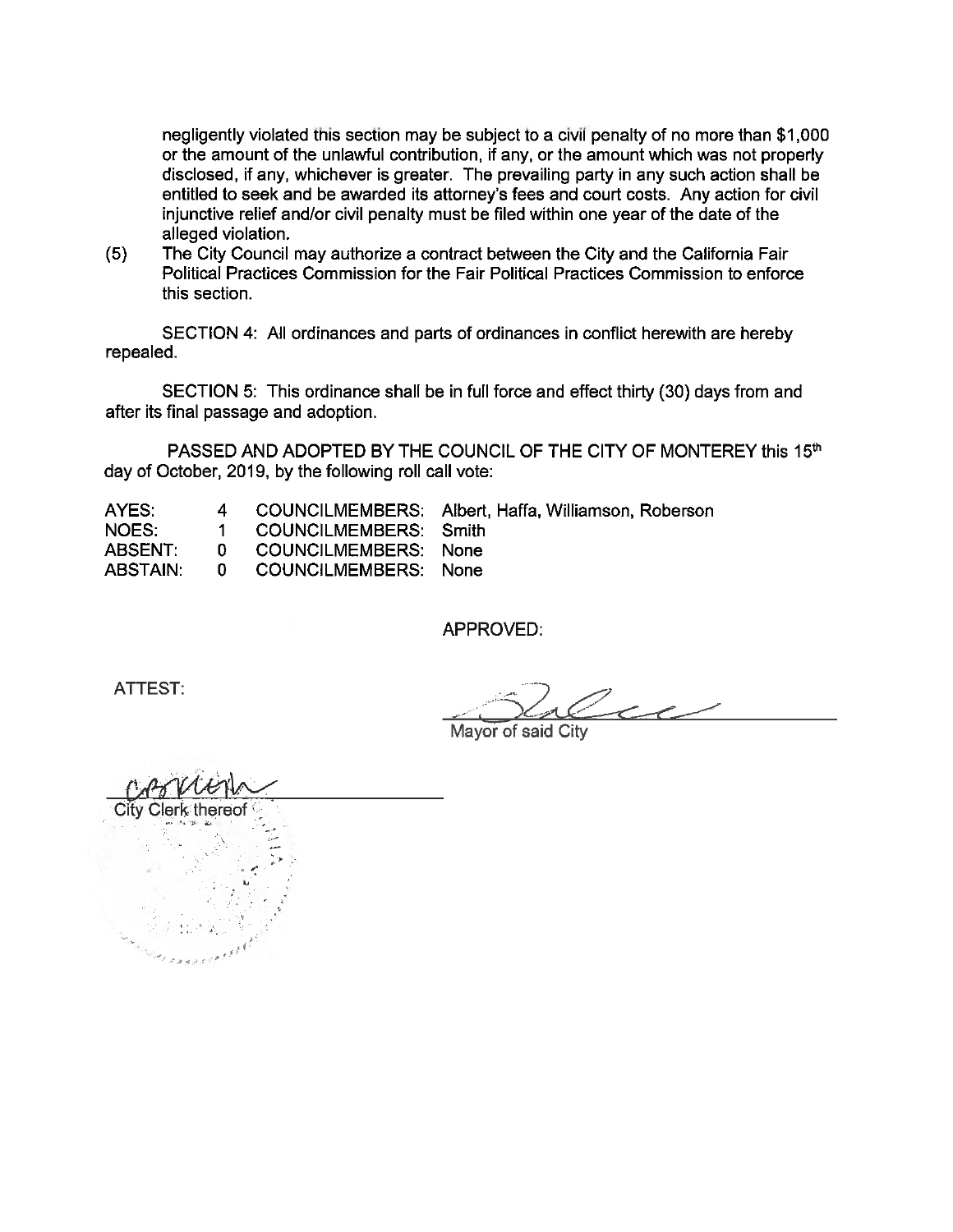negligently violated this section may be subject to a civil penalty of no more than $1,000 or the amount of the unlawful contribution, if any, or the amount which was not properly disclosed, if any, whichever is greater. The prevailing party in any such action shall be entitled to seek and be awarded its attorney's fees and court costs. Any action for civil injunctive relief and/or civil penalty must be filed within one year of the date of the alleged violation.

(5) The City Council may authorize a contract between the City and the California Fair Political Practices Commission for the Fair Political Practices Commission to enforce this section.

SECTION 4: All ordinances and parts of ordinances in conflict herewith are hereby repealed.

SECTION 5: This ordinance shall be in full force and effect thirty (30) days from and after its final passage and adoption.

PASSED AND ADOPTED BY THE COUNCIL OF THE CITY OF MONTEREY this 15th day of October, 2019, by the following roll call vote:

| | | | |
|---|---|---|---|
| AYES: | 4 | COUNCILMEMBERS: | Albert, Haffa, Williamson, Roberson |
| NOES: | 1 | COUNCILMEMBERS: | Smith |
| ABSENT: | 0 | COUNCILMEMBERS: | None |
| ABSTAIN: | 0 | COUNCILMEMBERS: | None |

APPROVED:

ATTEST:

Mayor of said City

City Clerk thereof